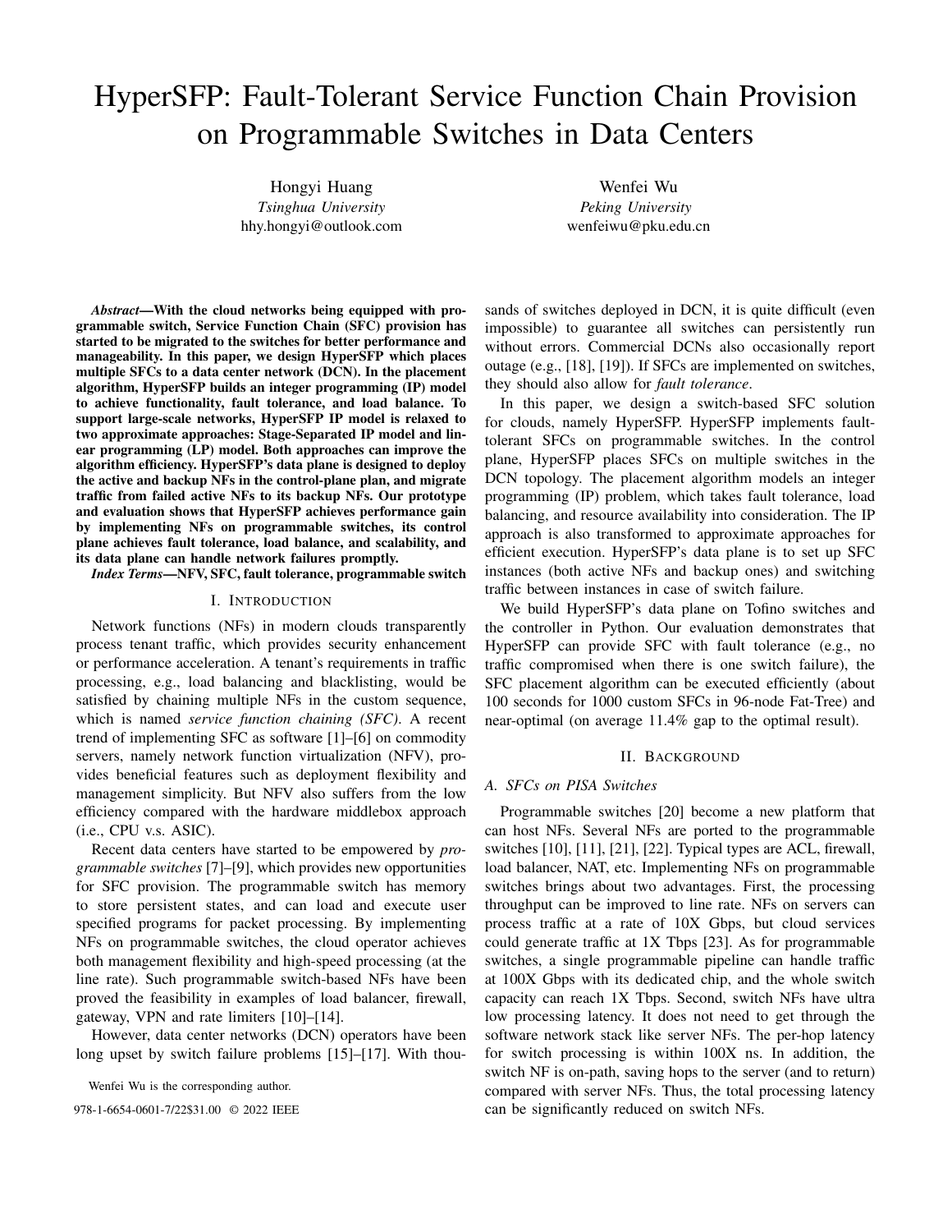# HyperSFP: Fault-Tolerant Service Function Chain Provision on Programmable Switches in Data Centers

Hongyi Huang
*Tsinghua University*
hhy.hongyi@outlook.com

Wenfei Wu
*Peking University*
wenfeiwu@pku.edu.cn

***Abstract*—With the cloud networks being equipped with programmable switch, Service Function Chain (SFC) provision has started to be migrated to the switches for better performance and manageability. In this paper, we design HyperSFP which places multiple SFCs to a data center network (DCN). In the placement algorithm, HyperSFP builds an integer programming (IP) model to achieve functionality, fault tolerance, and load balance. To support large-scale networks, HyperSFP IP model is relaxed to two approximate approaches: Stage-Separated IP model and linear programming (LP) model. Both approaches can improve the algorithm efficiency. HyperSFP's data plane is designed to deploy the active and backup NFs in the control-plane plan, and migrate traffic from failed active NFs to its backup NFs. Our prototype and evaluation shows that HyperSFP achieves performance gain by implementing NFs on programmable switches, its control plane achieves fault tolerance, load balance, and scalability, and its data plane can handle network failures promptly.**

***Index Terms*—NFV, SFC, fault tolerance, programmable switch**

## I. Introduction

Network functions (NFs) in modern clouds transparently process tenant traffic, which provides security enhancement or performance acceleration. A tenant's requirements in traffic processing, e.g., load balancing and blacklisting, would be satisfied by chaining multiple NFs in the custom sequence, which is named *service function chaining (SFC)*. A recent trend of implementing SFC as software [1]–[6] on commodity servers, namely network function virtualization (NFV), provides beneficial features such as deployment flexibility and management simplicity. But NFV also suffers from the low efficiency compared with the hardware middlebox approach (i.e., CPU v.s. ASIC).

Recent data centers have started to be empowered by *programmable switches* [7]–[9], which provides new opportunities for SFC provision. The programmable switch has memory to store persistent states, and can load and execute user specified programs for packet processing. By implementing NFs on programmable switches, the cloud operator achieves both management flexibility and high-speed processing (at the line rate). Such programmable switch-based NFs have been proved the feasibility in examples of load balancer, firewall, gateway, VPN and rate limiters [10]–[14].

However, data center networks (DCN) operators have been long upset by switch failure problems [15]–[17]. With thousands of switches deployed in DCN, it is quite difficult (even impossible) to guarantee all switches can persistently run without errors. Commercial DCNs also occasionally report outage (e.g., [18], [19]). If SFCs are implemented on switches, they should also allow for *fault tolerance*.

In this paper, we design a switch-based SFC solution for clouds, namely HyperSFP. HyperSFP implements fault-tolerant SFCs on programmable switches. In the control plane, HyperSFP places SFCs on multiple switches in the DCN topology. The placement algorithm models an integer programming (IP) problem, which takes fault tolerance, load balancing, and resource availability into consideration. The IP approach is also transformed to approximate approaches for efficient execution. HyperSFP's data plane is to set up SFC instances (both active NFs and backup ones) and switching traffic between instances in case of switch failure.

We build HyperSFP's data plane on Tofino switches and the controller in Python. Our evaluation demonstrates that HyperSFP can provide SFC with fault tolerance (e.g., no traffic compromised when there is one switch failure), the SFC placement algorithm can be executed efficiently (about 100 seconds for 1000 custom SFCs in 96-node Fat-Tree) and near-optimal (on average 11.4% gap to the optimal result).

## II. Background

### A. SFCs on PISA Switches

Programmable switches [20] become a new platform that can host NFs. Several NFs are ported to the programmable switches [10], [11], [21], [22]. Typical types are ACL, firewall, load balancer, NAT, etc. Implementing NFs on programmable switches brings about two advantages. First, the processing throughput can be improved to line rate. NFs on servers can process traffic at a rate of 10X Gbps, but cloud services could generate traffic at 1X Tbps [23]. As for programmable switches, a single programmable pipeline can handle traffic at 100X Gbps with its dedicated chip, and the whole switch capacity can reach 1X Tbps. Second, switch NFs have ultra low processing latency. It does not need to get through the software network stack like server NFs. The per-hop latency for switch processing is within 100X ns. In addition, the switch NF is on-path, saving hops to the server (and to return) compared with server NFs. Thus, the total processing latency can be significantly reduced on switch NFs.

Wenfei Wu is the corresponding author.

978-1-6654-0601-7/22$31.00 © 2022 IEEE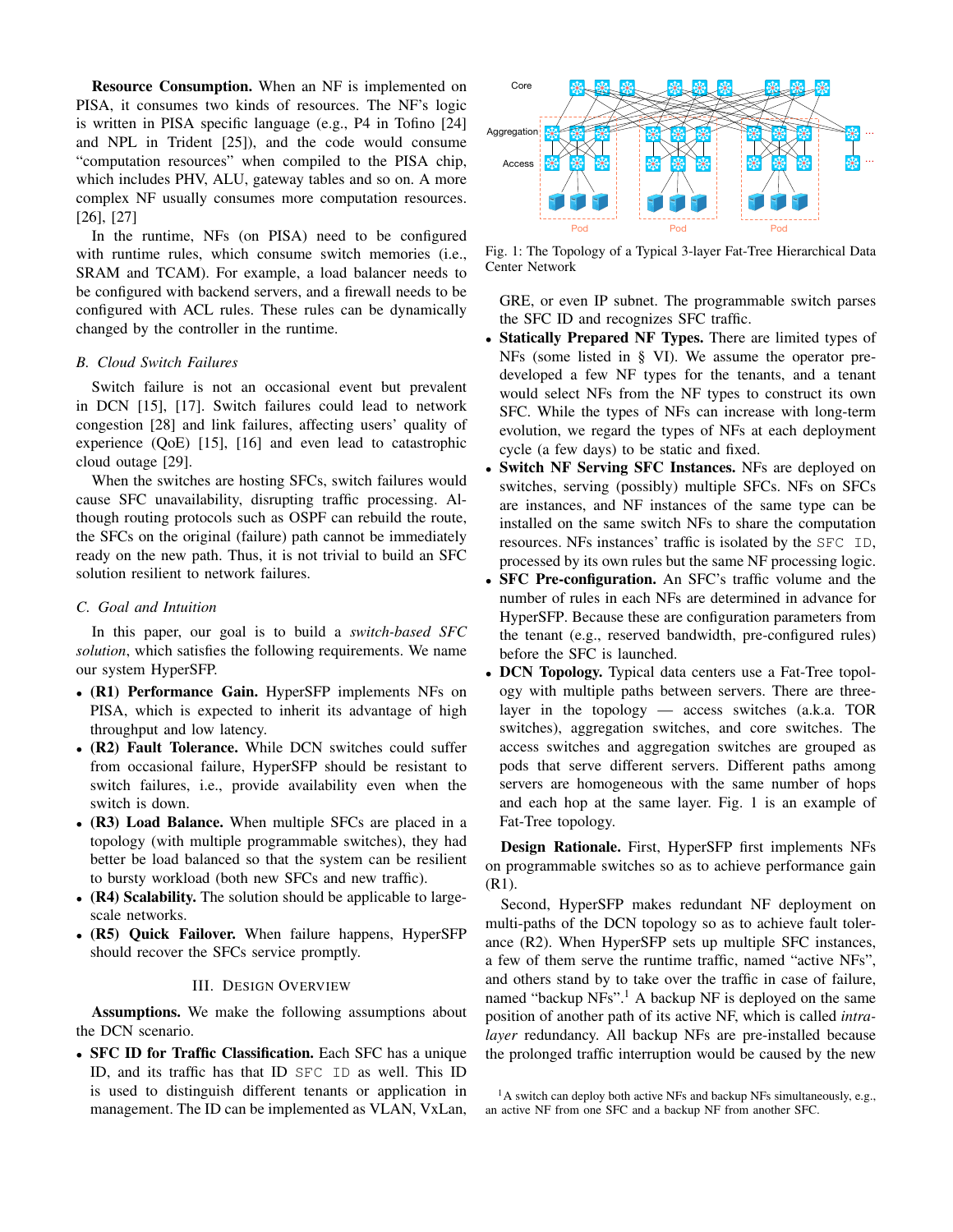**Resource Consumption.** When an NF is implemented on PISA, it consumes two kinds of resources. The NF's logic is written in PISA specific language (e.g., P4 in Tofino [24] and NPL in Trident [25]), and the code would consume "computation resources" when compiled to the PISA chip, which includes PHV, ALU, gateway tables and so on. A more complex NF usually consumes more computation resources. [26], [27]

In the runtime, NFs (on PISA) need to be configured with runtime rules, which consume switch memories (i.e., SRAM and TCAM). For example, a load balancer needs to be configured with backend servers, and a firewall needs to be configured with ACL rules. These rules can be dynamically changed by the controller in the runtime.

### B. Cloud Switch Failures

Switch failure is not an occasional event but prevalent in DCN [15], [17]. Switch failures could lead to network congestion [28] and link failures, affecting users' quality of experience (QoE) [15], [16] and even lead to catastrophic cloud outage [29].

When the switches are hosting SFCs, switch failures would cause SFC unavailability, disrupting traffic processing. Although routing protocols such as OSPF can rebuild the route, the SFCs on the original (failure) path cannot be immediately ready on the new path. Thus, it is not trivial to build an SFC solution resilient to network failures.

### C. Goal and Intuition

In this paper, our goal is to build a *switch-based SFC solution*, which satisfies the following requirements. We name our system HyperSFP.

- **(R1) Performance Gain.** HyperSFP implements NFs on PISA, which is expected to inherit its advantage of high throughput and low latency.
- **(R2) Fault Tolerance.** While DCN switches could suffer from occasional failure, HyperSFP should be resistant to switch failures, i.e., provide availability even when the switch is down.
- **(R3) Load Balance.** When multiple SFCs are placed in a topology (with multiple programmable switches), they had better be load balanced so that the system can be resilient to bursty workload (both new SFCs and new traffic).
- **(R4) Scalability.** The solution should be applicable to large-scale networks.
- **(R5) Quick Failover.** When failure happens, HyperSFP should recover the SFCs service promptly.

## III. Design Overview

**Assumptions.** We make the following assumptions about the DCN scenario.

- **SFC ID for Traffic Classification.** Each SFC has a unique ID, and its traffic has that ID `SFC ID` as well. This ID is used to distinguish different tenants or application in management. The ID can be implemented as VLAN, VxLan, GRE, or even IP subnet. The programmable switch parses the SFC ID and recognizes SFC traffic.
- **Statically Prepared NF Types.** There are limited types of NFs (some listed in § VI). We assume the operator pre-developed a few NF types for the tenants, and a tenant would select NFs from the NF types to construct its own SFC. While the types of NFs can increase with long-term evolution, we regard the types of NFs at each deployment cycle (a few days) to be static and fixed.
- **Switch NF Serving SFC Instances.** NFs are deployed on switches, serving (possibly) multiple SFCs. NFs on SFCs are instances, and NF instances of the same type can be installed on the same switch NFs to share the computation resources. NFs instances' traffic is isolated by the `SFC ID`, processed by its own rules but the same NF processing logic.
- **SFC Pre-configuration.** An SFC's traffic volume and the number of rules in each NFs are determined in advance for HyperSFP. Because these are configuration parameters from the tenant (e.g., reserved bandwidth, pre-configured rules) before the SFC is launched.
- **DCN Topology.** Typical data centers use a Fat-Tree topology with multiple paths between servers. There are three-layer in the topology — access switches (a.k.a. TOR switches), aggregation switches, and core switches. The access switches and aggregation switches are grouped as pods that serve different servers. Different paths among servers are homogeneous with the same number of hops and each hop at the same layer. Fig. 1 is an example of Fat-Tree topology.

Fig. 1: The Topology of a Typical 3-layer Fat-Tree Hierarchical Data Center Network

**Design Rationale.** First, HyperSFP first implements NFs on programmable switches so as to achieve performance gain (R1).

Second, HyperSFP makes redundant NF deployment on multi-paths of the DCN topology so as to achieve fault tolerance (R2). When HyperSFP sets up multiple SFC instances, a few of them serve the runtime traffic, named "active NFs", and others stand by to take over the traffic in case of failure, named "backup NFs".[1] A backup NF is deployed on the same position of another path of its active NF, which is called *intra-layer* redundancy. All backup NFs are pre-installed because the prolonged traffic interruption would be caused by the new

[1] A switch can deploy both active NFs and backup NFs simultaneously, e.g., an active NF from one SFC and a backup NF from another SFC.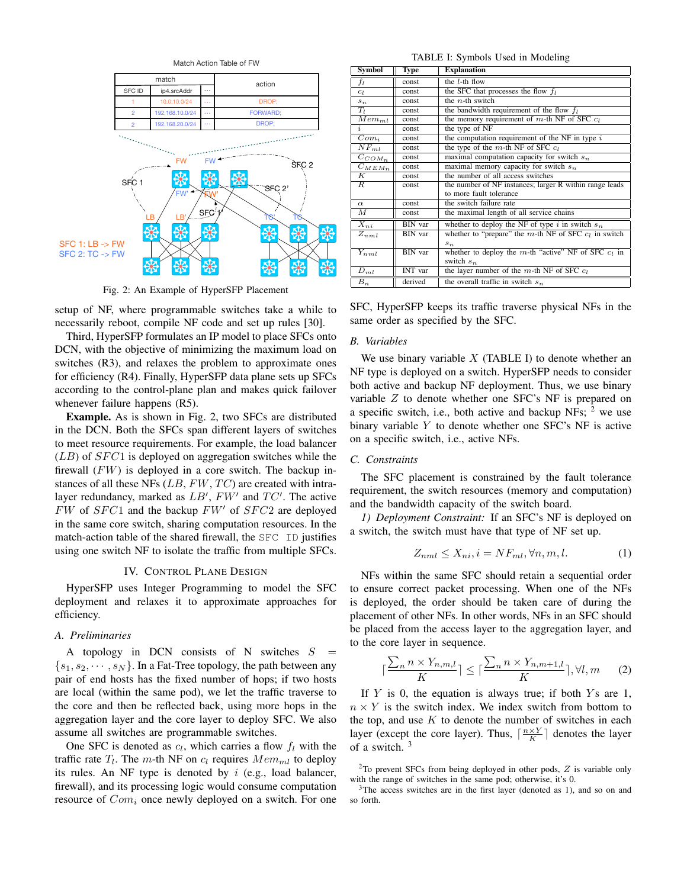Match Action Table of FW

| match | | | action |
|---|---|---|---|
| SFC ID | ip4.srcAddr | ··· | |
| 1 | 10.0.10.0/24 | ··· | DROP; |
| 2 | 192.168.10.0/24 | ··· | FORWARD; |
| 2 | 192.168.20.0/24 | ··· | DROP; |

SFC 1: LB -> FW
SFC 2: TC -> FW

Fig. 2: An Example of HyperSFP Placement

setup of NF, where programmable switches take a while to necessarily reboot, compile NF code and set up rules [30].

Third, HyperSFP formulates an IP model to place SFCs onto DCN, with the objective of minimizing the maximum load on switches (R3), and relaxes the problem to approximate ones for efficiency (R4). Finally, HyperSFP data plane sets up SFCs according to the control-plane plan and makes quick failover whenever failure happens (R5).

**Example.** As is shown in Fig. 2, two SFCs are distributed in the DCN. Both the SFCs span different layers of switches to meet resource requirements. For example, the load balancer ($LB$) of $SFC1$ is deployed on aggregation switches while the firewall ($FW$) is deployed in a core switch. The backup instances of all these NFs ($LB$, $FW$, $TC$) are created with intra-layer redundancy, marked as $LB'$, $FW'$ and $TC'$. The active $FW$ of $SFC1$ and the backup $FW'$ of $SFC2$ are deployed in the same core switch, sharing computation resources. In the match-action table of the shared firewall, the `SFC ID` justifies using one switch NF to isolate the traffic from multiple SFCs.

## IV. Control Plane Design

HyperSFP uses Integer Programming to model the SFC deployment and relaxes it to approximate approaches for efficiency.

### A. Preliminaries

A topology in DCN consists of N switches $S = \{s_1, s_2, \cdots, s_N\}$. In a Fat-Tree topology, the path between any pair of end hosts has the fixed number of hops; if two hosts are local (within the same pod), we let the traffic traverse to the core and then be reflected back, using more hops in the aggregation layer and the core layer to deploy SFC. We also assume all switches are programmable switches.

One SFC is denoted as $c_l$, which carries a flow $f_l$ with the traffic rate $T_l$. The $m$-th NF on $c_l$ requires $Mem_{ml}$ to deploy its rules. An NF type is denoted by $i$ (e.g., load balancer, firewall), and its processing logic would consume computation resource of $Com_i$ once newly deployed on a switch. For one SFC, HyperSFP keeps its traffic traverse physical NFs in the same order as specified by the SFC.

TABLE I: Symbols Used in Modeling

| Symbol | Type | Explanation |
|---|---|---|
| $f_l$ | const | the $l$-th flow |
| $c_l$ | const | the SFC that processes the flow $f_l$ |
| $s_n$ | const | the $n$-th switch |
| $T_l$ | const | the bandwidth requirement of the flow $f_l$ |
| $Mem_{ml}$ | const | the memory requirement of $m$-th NF of SFC $c_l$ |
| $i$ | const | the type of NF |
| $Com_i$ | const | the computation requirement of the NF in type $i$ |
| $NF_{ml}$ | const | the type of the $m$-th NF of SFC $c_l$ |
| $C_{COM_n}$ | const | maximal computation capacity for switch $s_n$ |
| $C_{MEM_n}$ | const | maximal memory capacity for switch $s_n$ |
| $K$ | const | the number of all access switches |
| $R$ | const | the number of NF instances; larger R within range leads to more fault tolerance |
| $\alpha$ | const | the switch failure rate |
| $M$ | const | the maximal length of all service chains |
| $X_{ni}$ | BIN var | whether to deploy the NF of type $i$ in switch $s_n$ |
| $Z_{nml}$ | BIN var | whether to "prepare" the $m$-th NF of SFC $c_l$ in switch $s_n$ |
| $Y_{nml}$ | BIN var | whether to deploy the $m$-th "active" NF of SFC $c_l$ in switch $s_n$ |
| $D_{ml}$ | INT var | the layer number of the $m$-th NF of SFC $c_l$ |
| $B_n$ | derived | the overall traffic in switch $s_n$ |

### B. Variables

We use binary variable $X$ (TABLE I) to denote whether an NF type is deployed on a switch. HyperSFP needs to consider both active and backup NF deployment. Thus, we use binary variable $Z$ to denote whether one SFC's NF is prepared on a specific switch, i.e., both active and backup NFs; [2] we use binary variable $Y$ to denote whether one SFC's NF is active on a specific switch, i.e., active NFs.

### C. Constraints

The SFC placement is constrained by the fault tolerance requirement, the switch resources (memory and computation) and the bandwidth capacity of the switch board.

*1) Deployment Constraint:* If an SFC's NF is deployed on a switch, the switch must have that type of NF set up.

$$Z_{nml} \leq X_{ni}, i = NF_{ml}, \forall n, m, l. \tag{1}$$

NFs within the same SFC should retain a sequential order to ensure correct packet processing. When one of the NFs is deployed, the order should be taken care of during the placement of other NFs. In other words, NFs in an SFC should be placed from the access layer to the aggregation layer, and to the core layer in sequence.

$$\lceil \frac{\sum_n n \times Y_{n,m,l}}{K} \rceil \leq \lceil \frac{\sum_n n \times Y_{n,m+1,l}}{K} \rceil, \forall l, m \tag{2}$$

If $Y$ is 0, the equation is always true; if both $Y$s are 1, $n \times Y$ is the switch index. We index switch from bottom to the top, and use $K$ to denote the number of switches in each layer (except the core layer). Thus, $\lceil \frac{n \times Y}{K} \rceil$ denotes the layer of a switch. [3]

[2] To prevent SFCs from being deployed in other pods, $Z$ is variable only with the range of switches in the same pod; otherwise, it's 0.

[3] The access switches are in the first layer (denoted as 1), and so on and so forth.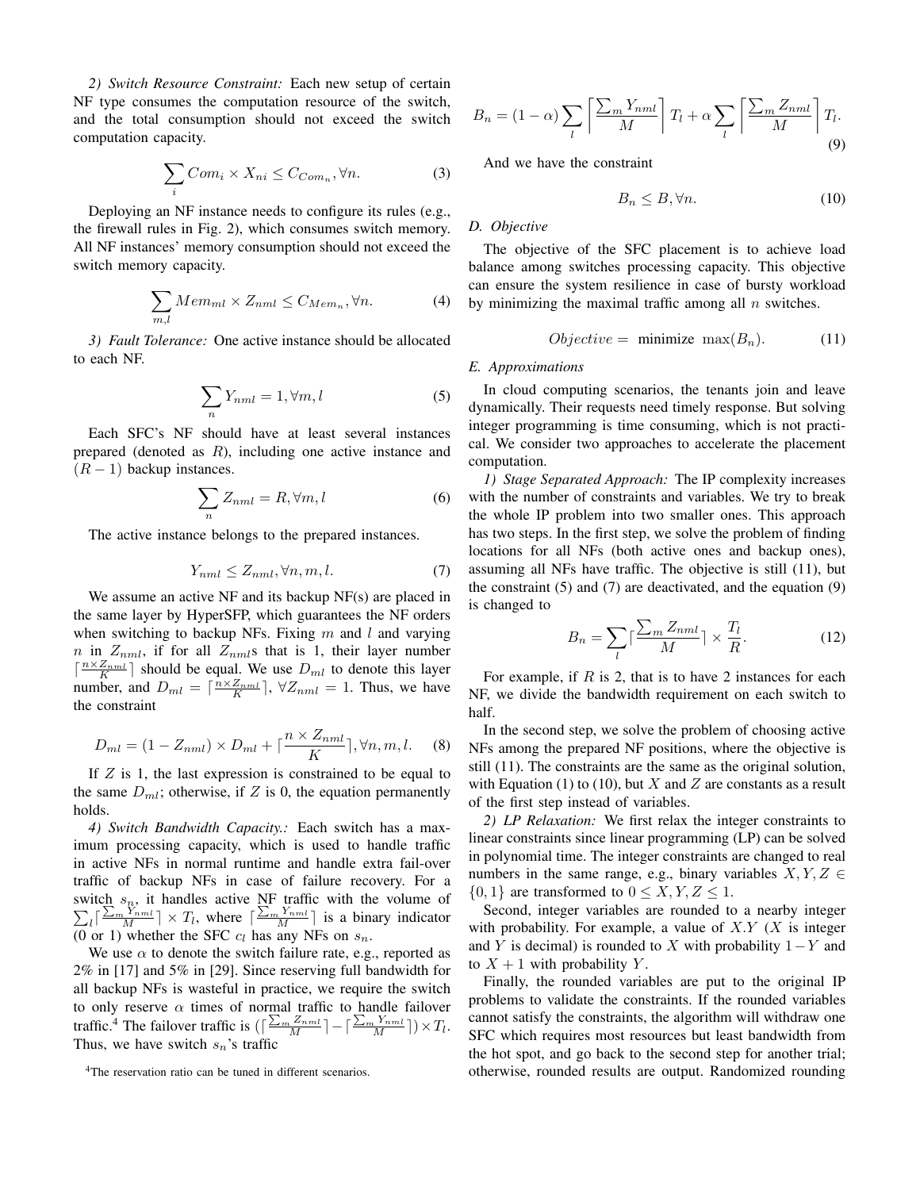*2) Switch Resource Constraint:* Each new setup of certain NF type consumes the computation resource of the switch, and the total consumption should not exceed the switch computation capacity.

$$\sum_i Com_i \times X_{ni} \leq C_{Com_n}, \forall n. \tag{3}$$

Deploying an NF instance needs to configure its rules (e.g., the firewall rules in Fig. 2), which consumes switch memory. All NF instances' memory consumption should not exceed the switch memory capacity.

$$\sum_{m,l} Mem_{ml} \times Z_{nml} \leq C_{Mem_n}, \forall n. \tag{4}$$

*3) Fault Tolerance:* One active instance should be allocated to each NF.

$$\sum_n Y_{nml} = 1, \forall m, l \tag{5}$$

Each SFC's NF should have at least several instances prepared (denoted as $R$), including one active instance and $(R-1)$ backup instances.

$$\sum_n Z_{nml} = R, \forall m, l \tag{6}$$

The active instance belongs to the prepared instances.

$$Y_{nml} \leq Z_{nml}, \forall n, m, l. \tag{7}$$

We assume an active NF and its backup NF(s) are placed in the same layer by HyperSFP, which guarantees the NF orders when switching to backup NFs. Fixing $m$ and $l$ and varying $n$ in $Z_{nml}$, if for all $Z_{nml}$s that is 1, their layer number $\lceil \frac{n \times Z_{nml}}{K} \rceil$ should be equal. We use $D_{ml}$ to denote this layer number, and $D_{ml} = \lceil \frac{n \times Z_{nml}}{K} \rceil$, $\forall Z_{nml} = 1$. Thus, we have the constraint

$$D_{ml} = (1 - Z_{nml}) \times D_{ml} + \lceil \frac{n \times Z_{nml}}{K} \rceil, \forall n, m, l. \tag{8}$$

If $Z$ is 1, the last expression is constrained to be equal to the same $D_{ml}$; otherwise, if $Z$ is 0, the equation permanently holds.

*4) Switch Bandwidth Capacity.:* Each switch has a maximum processing capacity, which is used to handle traffic in active NFs in normal runtime and handle extra fail-over traffic of backup NFs in case of failure recovery. For a switch $s_n$, it handles active NF traffic with the volume of $\sum_l \lceil \frac{\sum_m Y_{nml}}{M} \rceil \times T_l$, where $\lceil \frac{\sum_m Y_{nml}}{M} \rceil$ is a binary indicator (0 or 1) whether the SFC $c_l$ has any NFs on $s_n$.

We use $\alpha$ to denote the switch failure rate, e.g., reported as 2% in [17] and 5% in [29]. Since reserving full bandwidth for all backup NFs is wasteful in practice, we require the switch to only reserve $\alpha$ times of normal traffic to handle failover traffic.[4] The failover traffic is $(\lceil \frac{\sum_m Z_{nml}}{M} \rceil - \lceil \frac{\sum_m Y_{nml}}{M} \rceil) \times T_l$. Thus, we have switch $s_n$'s traffic

$$B_n = (1 - \alpha) \sum_l \left\lceil \frac{\sum_m Y_{nml}}{M} \right\rceil T_l + \alpha \sum_l \left\lceil \frac{\sum_m Z_{nml}}{M} \right\rceil T_l. \tag{9}$$

And we have the constraint

$$B_n \leq B, \forall n. \tag{10}$$

### D. Objective

The objective of the SFC placement is to achieve load balance among switches processing capacity. This objective can ensure the system resilience in case of bursty workload by minimizing the maximal traffic among all $n$ switches.

$$Objective = \text{ minimize } \max(B_n). \tag{11}$$

### E. Approximations

In cloud computing scenarios, the tenants join and leave dynamically. Their requests need timely response. But solving integer programming is time consuming, which is not practical. We consider two approaches to accelerate the placement computation.

*1) Stage Separated Approach:* The IP complexity increases with the number of constraints and variables. We try to break the whole IP problem into two smaller ones. This approach has two steps. In the first step, we solve the problem of finding locations for all NFs (both active ones and backup ones), assuming all NFs have traffic. The objective is still (11), but the constraint (5) and (7) are deactivated, and the equation (9) is changed to

$$B_n = \sum_l \lceil \frac{\sum_m Z_{nml}}{M} \rceil \times \frac{T_l}{R}. \tag{12}$$

For example, if $R$ is 2, that is to have 2 instances for each NF, we divide the bandwidth requirement on each switch to half.

In the second step, we solve the problem of choosing active NFs among the prepared NF positions, where the objective is still (11). The constraints are the same as the original solution, with Equation (1) to (10), but $X$ and $Z$ are constants as a result of the first step instead of variables.

*2) LP Relaxation:* We first relax the integer constraints to linear constraints since linear programming (LP) can be solved in polynomial time. The integer constraints are changed to real numbers in the same range, e.g., binary variables $X, Y, Z \in \{0, 1\}$ are transformed to $0 \leq X, Y, Z \leq 1$.

Second, integer variables are rounded to a nearby integer with probability. For example, a value of $X.Y$ ($X$ is integer and $Y$ is decimal) is rounded to $X$ with probability $1 - Y$ and to $X + 1$ with probability $Y$.

Finally, the rounded variables are put to the original IP problems to validate the constraints. If the rounded variables cannot satisfy the constraints, the algorithm will withdraw one SFC which requires most resources but least bandwidth from the hot spot, and go back to the second step for another trial; otherwise, rounded results are output. Randomized rounding

[4] The reservation ratio can be tuned in different scenarios.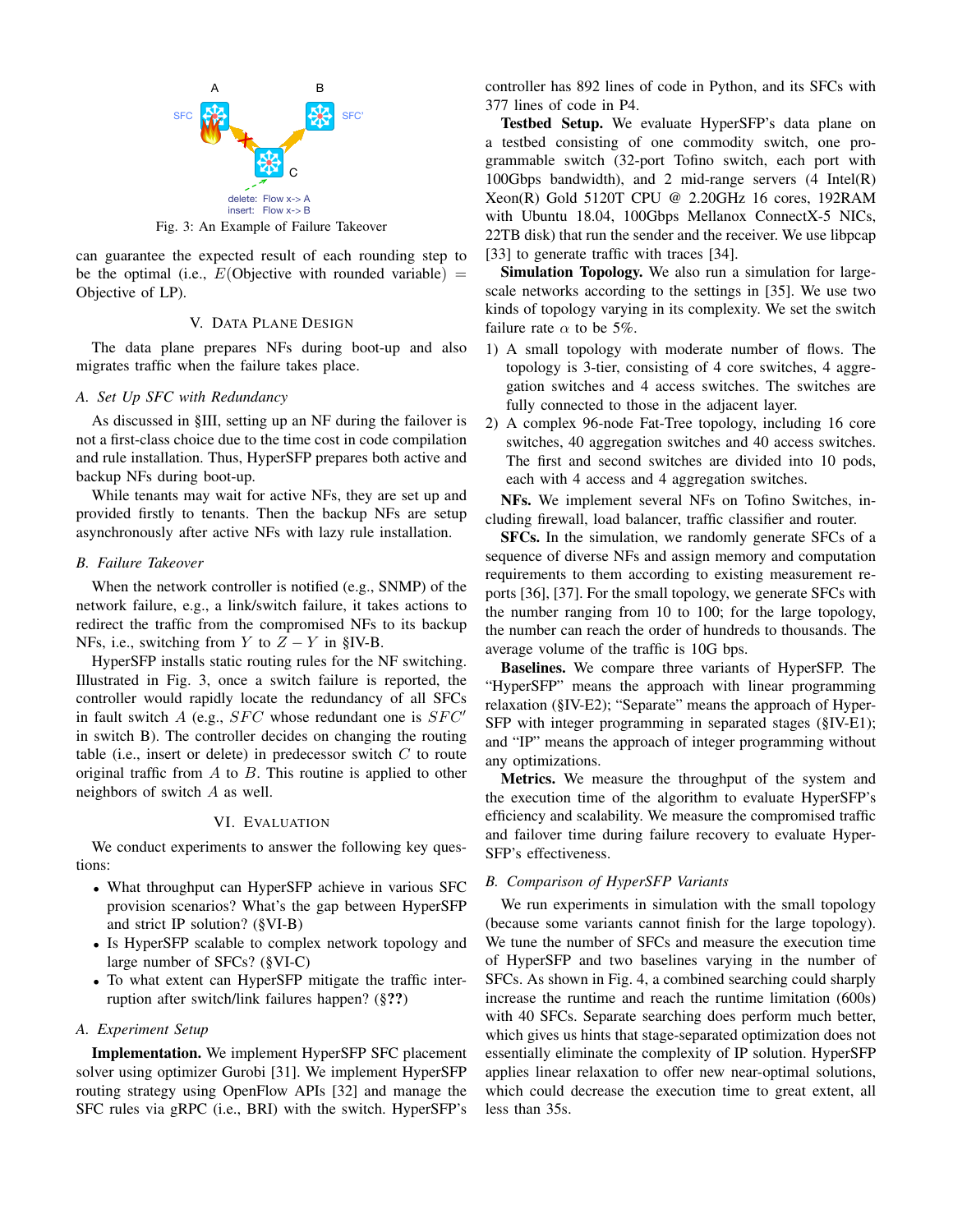Fig. 3: An Example of Failure Takeover

can guarantee the expected result of each rounding step to be the optimal (i.e., $E$(Objective with rounded variable) $=$ Objective of LP).

## V. Data Plane Design

The data plane prepares NFs during boot-up and also migrates traffic when the failure takes place.

### A. Set Up SFC with Redundancy

As discussed in §III, setting up an NF during the failover is not a first-class choice due to the time cost in code compilation and rule installation. Thus, HyperSFP prepares both active and backup NFs during boot-up.

While tenants may wait for active NFs, they are set up and provided firstly to tenants. Then the backup NFs are setup asynchronously after active NFs with lazy rule installation.

### B. Failure Takeover

When the network controller is notified (e.g., SNMP) of the network failure, e.g., a link/switch failure, it takes actions to redirect the traffic from the compromised NFs to its backup NFs, i.e., switching from $Y$ to $Z - Y$ in §IV-B.

HyperSFP installs static routing rules for the NF switching. Illustrated in Fig. 3, once a switch failure is reported, the controller would rapidly locate the redundancy of all SFCs in fault switch $A$ (e.g., $SFC$ whose redundant one is $SFC'$ in switch B). The controller decides on changing the routing table (i.e., insert or delete) in predecessor switch $C$ to route original traffic from $A$ to $B$. This routine is applied to other neighbors of switch $A$ as well.

## VI. Evaluation

We conduct experiments to answer the following key questions:

- What throughput can HyperSFP achieve in various SFC provision scenarios? What's the gap between HyperSFP and strict IP solution? (§VI-B)
- Is HyperSFP scalable to complex network topology and large number of SFCs? (§VI-C)
- To what extent can HyperSFP mitigate the traffic interruption after switch/link failures happen? (§**??**)

### A. Experiment Setup

**Implementation.** We implement HyperSFP SFC placement solver using optimizer Gurobi [31]. We implement HyperSFP routing strategy using OpenFlow APIs [32] and manage the SFC rules via gRPC (i.e., BRI) with the switch. HyperSFP's controller has 892 lines of code in Python, and its SFCs with 377 lines of code in P4.

**Testbed Setup.** We evaluate HyperSFP's data plane on a testbed consisting of one commodity switch, one programmable switch (32-port Tofino switch, each port with 100Gbps bandwidth), and 2 mid-range servers (4 Intel(R) Xeon(R) Gold 5120T CPU @ 2.20GHz 16 cores, 192RAM with Ubuntu 18.04, 100Gbps Mellanox ConnectX-5 NICs, 22TB disk) that run the sender and the receiver. We use libpcap [33] to generate traffic with traces [34].

**Simulation Topology.** We also run a simulation for large-scale networks according to the settings in [35]. We use two kinds of topology varying in its complexity. We set the switch failure rate $\alpha$ to be 5%.

1) A small topology with moderate number of flows. The topology is 3-tier, consisting of 4 core switches, 4 aggregation switches and 4 access switches. The switches are fully connected to those in the adjacent layer.
2) A complex 96-node Fat-Tree topology, including 16 core switches, 40 aggregation switches and 40 access switches. The first and second switches are divided into 10 pods, each with 4 access and 4 aggregation switches.

**NFs.** We implement several NFs on Tofino Switches, including firewall, load balancer, traffic classifier and router.

**SFCs.** In the simulation, we randomly generate SFCs of a sequence of diverse NFs and assign memory and computation requirements to them according to existing measurement reports [36], [37]. For the small topology, we generate SFCs with the number ranging from 10 to 100; for the large topology, the number can reach the order of hundreds to thousands. The average volume of the traffic is 10G bps.

**Baselines.** We compare three variants of HyperSFP. The "HyperSFP" means the approach with linear programming relaxation (§IV-E2); "Separate" means the approach of HyperSFP with integer programming in separated stages (§IV-E1); and "IP" means the approach of integer programming without any optimizations.

**Metrics.** We measure the throughput of the system and the execution time of the algorithm to evaluate HyperSFP's efficiency and scalability. We measure the compromised traffic and failover time during failure recovery to evaluate HyperSFP's effectiveness.

### B. Comparison of HyperSFP Variants

We run experiments in simulation with the small topology (because some variants cannot finish for the large topology). We tune the number of SFCs and measure the execution time of HyperSFP and two baselines varying in the number of SFCs. As shown in Fig. 4, a combined searching could sharply increase the runtime and reach the runtime limitation (600s) with 40 SFCs. Separate searching does perform much better, which gives us hints that stage-separated optimization does not essentially eliminate the complexity of IP solution. HyperSFP applies linear relaxation to offer new near-optimal solutions, which could decrease the execution time to great extent, all less than 35s.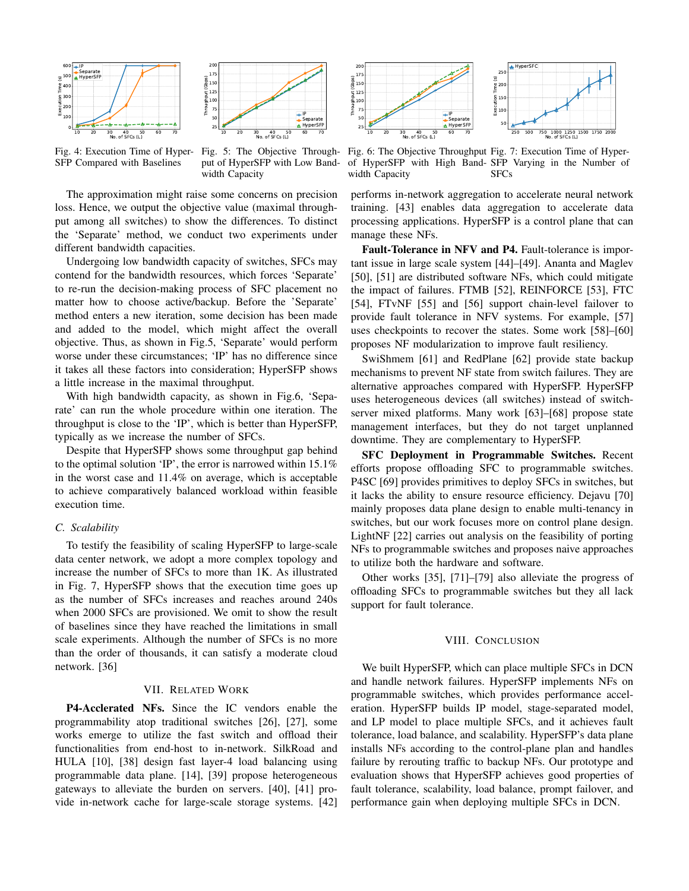Fig. 4: Execution Time of HyperSFP Compared with Baselines

Fig. 5: The Objective Throughput of HyperSFP with Low Bandwidth Capacity

Fig. 6: The Objective Throughput of HyperSFP with High Bandwidth Capacity

Fig. 7: Execution Time of HyperSFP Varying in the Number of SFCs

The approximation might raise some concerns on precision loss. Hence, we output the objective value (maximal throughput among all switches) to show the differences. To distinct the 'Separate' method, we conduct two experiments under different bandwidth capacities.

Undergoing low bandwidth capacity of switches, SFCs may contend for the bandwidth resources, which forces 'Separate' to re-run the decision-making process of SFC placement no matter how to choose active/backup. Before the 'Separate' method enters a new iteration, some decision has been made and added to the model, which might affect the overall objective. Thus, as shown in Fig.5, 'Separate' would perform worse under these circumstances; 'IP' has no difference since it takes all these factors into consideration; HyperSFP shows a little increase in the maximal throughput.

With high bandwidth capacity, as shown in Fig.6, 'Separate' can run the whole procedure within one iteration. The throughput is close to the 'IP', which is better than HyperSFP, typically as we increase the number of SFCs.

Despite that HyperSFP shows some throughput gap behind to the optimal solution 'IP', the error is narrowed within 15.1% in the worst case and 11.4% on average, which is acceptable to achieve comparatively balanced workload within feasible execution time.

### C. Scalability

To testify the feasibility of scaling HyperSFP to large-scale data center network, we adopt a more complex topology and increase the number of SFCs to more than 1K. As illustrated in Fig. 7, HyperSFP shows that the execution time goes up as the number of SFCs increases and reaches around 240s when 2000 SFCs are provisioned. We omit to show the result of baselines since they have reached the limitations in small scale experiments. Although the number of SFCs is no more than the order of thousands, it can satisfy a moderate cloud network. [36]

## VII. Related Work

**P4-Acclerated NFs.** Since the IC vendors enable the programmability atop traditional switches [26], [27], some works emerge to utilize the fast switch and offload their functionalities from end-host to in-network. SilkRoad and HULA [10], [38] design fast layer-4 load balancing using programmable data plane. [14], [39] propose heterogeneous gateways to alleviate the burden on servers. [40], [41] provide in-network cache for large-scale storage systems. [42] performs in-network aggregation to accelerate neural network training. [43] enables data aggregation to accelerate data processing applications. HyperSFP is a control plane that can manage these NFs.

**Fault-Tolerance in NFV and P4.** Fault-tolerance is important issue in large scale system [44]–[49]. Ananta and Maglev [50], [51] are distributed software NFs, which could mitigate the impact of failures. FTMB [52], REINFORCE [53], FTC [54], FTvNF [55] and [56] support chain-level failover to provide fault tolerance in NFV systems. For example, [57] uses checkpoints to recover the states. Some work [58]–[60] proposes NF modularization to improve fault resiliency.

SwiShmem [61] and RedPlane [62] provide state backup mechanisms to prevent NF state from switch failures. They are alternative approaches compared with HyperSFP. HyperSFP uses heterogeneous devices (all switches) instead of switch-server mixed platforms. Many work [63]–[68] propose state management interfaces, but they do not target unplanned downtime. They are complementary to HyperSFP.

**SFC Deployment in Programmable Switches.** Recent efforts propose offloading SFC to programmable switches. P4SC [69] provides primitives to deploy SFCs in switches, but it lacks the ability to ensure resource efficiency. Dejavu [70] mainly proposes data plane design to enable multi-tenancy in switches, but our work focuses more on control plane design. LightNF [22] carries out analysis on the feasibility of porting NFs to programmable switches and proposes naive approaches to utilize both the hardware and software.

Other works [35], [71]–[79] also alleviate the progress of offloading SFCs to programmable switches but they all lack support for fault tolerance.

## VIII. Conclusion

We built HyperSFP, which can place multiple SFCs in DCN and handle network failures. HyperSFP implements NFs on programmable switches, which provides performance acceleration. HyperSFP builds IP model, stage-separated model, and LP model to place multiple SFCs, and it achieves fault tolerance, load balance, and scalability. HyperSFP's data plane installs NFs according to the control-plane plan and handles failure by rerouting traffic to backup NFs. Our prototype and evaluation shows that HyperSFP achieves good properties of fault tolerance, scalability, load balance, prompt failover, and performance gain when deploying multiple SFCs in DCN.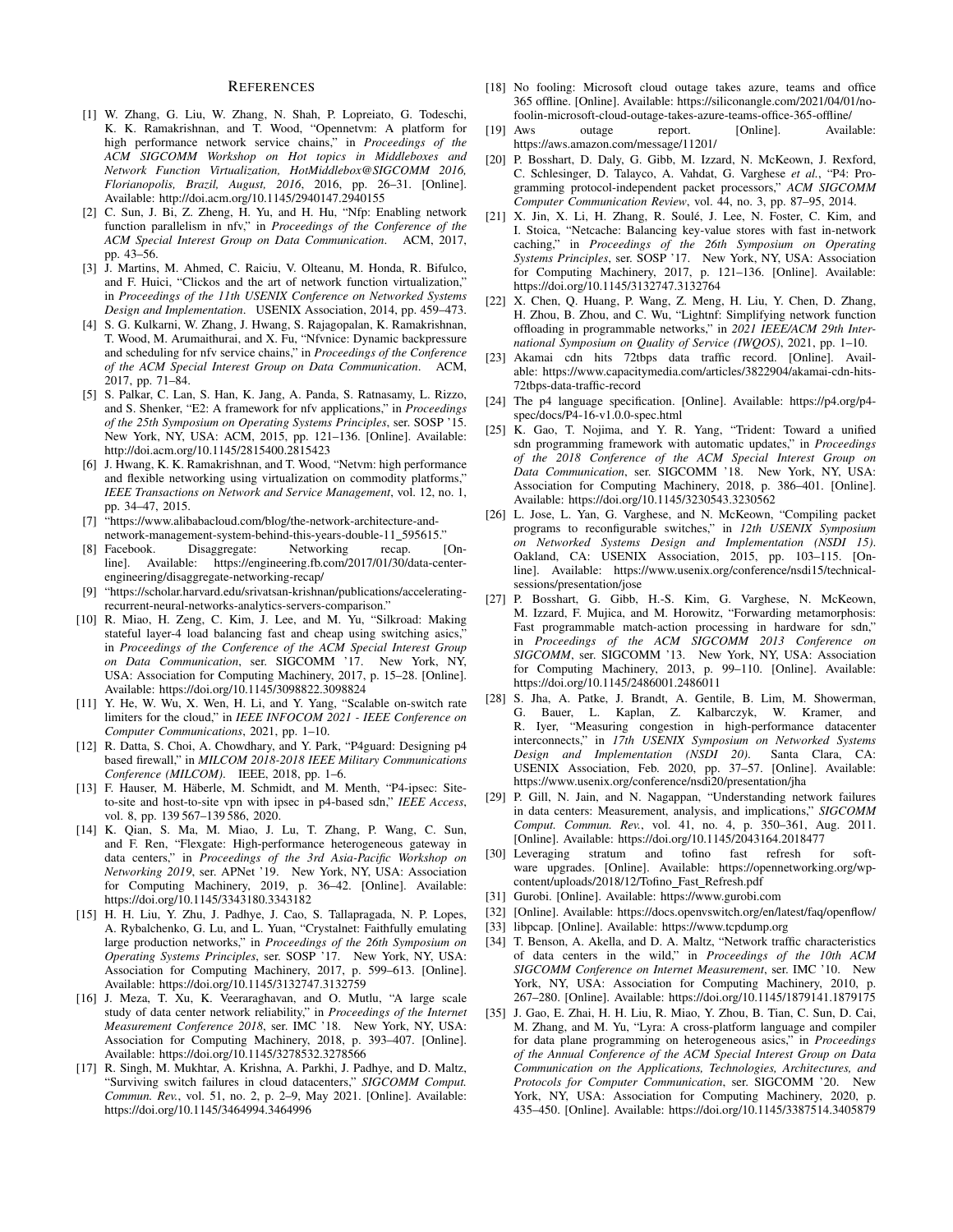## References

[1] W. Zhang, G. Liu, W. Zhang, N. Shah, P. Lopreiato, G. Todeschi, K. K. Ramakrishnan, and T. Wood, "Opennetvm: A platform for high performance network service chains," in *Proceedings of the ACM SIGCOMM Workshop on Hot topics in Middleboxes and Network Function Virtualization, HotMiddlebox@SIGCOMM 2016, Florianopolis, Brazil, August, 2016*, 2016, pp. 26–31. [Online]. Available: http://doi.acm.org/10.1145/2940147.2940155

[2] C. Sun, J. Bi, Z. Zheng, H. Yu, and H. Hu, "Nfp: Enabling network function parallelism in nfv," in *Proceedings of the Conference of the ACM Special Interest Group on Data Communication*. ACM, 2017, pp. 43–56.

[3] J. Martins, M. Ahmed, C. Raiciu, V. Olteanu, M. Honda, R. Bifulco, and F. Huici, "Clickos and the art of network function virtualization," in *Proceedings of the 11th USENIX Conference on Networked Systems Design and Implementation*. USENIX Association, 2014, pp. 459–473.

[4] S. G. Kulkarni, W. Zhang, J. Hwang, S. Rajagopalan, K. Ramakrishnan, T. Wood, M. Arumaithurai, and X. Fu, "Nfvnice: Dynamic backpressure and scheduling for nfv service chains," in *Proceedings of the Conference of the ACM Special Interest Group on Data Communication*. ACM, 2017, pp. 71–84.

[5] S. Palkar, C. Lan, S. Han, K. Jang, A. Panda, S. Ratnasamy, L. Rizzo, and S. Shenker, "E2: A framework for nfv applications," in *Proceedings of the 25th Symposium on Operating Systems Principles*, ser. SOSP '15. New York, NY, USA: ACM, 2015, pp. 121–136. [Online]. Available: http://doi.acm.org/10.1145/2815400.2815423

[6] J. Hwang, K. K. Ramakrishnan, and T. Wood, "Netvm: high performance and flexible networking using virtualization on commodity platforms," *IEEE Transactions on Network and Service Management*, vol. 12, no. 1, pp. 34–47, 2015.

[7] "https://www.alibabacloud.com/blog/the-network-architecture-and-network-management-system-behind-this-years-double-11_595615."

[8] Facebook. Disaggregate: Networking recap. [Online]. Available: https://engineering.fb.com/2017/01/30/data-center-engineering/disaggregate-networking-recap/

[9] "https://scholar.harvard.edu/srivatsan-krishnan/publications/accelerating-recurrent-neural-networks-analytics-servers-comparison."

[10] R. Miao, H. Zeng, C. Kim, J. Lee, and M. Yu, "Silkroad: Making stateful layer-4 load balancing fast and cheap using switching asics," in *Proceedings of the Conference of the ACM Special Interest Group on Data Communication*, ser. SIGCOMM '17. New York, NY, USA: Association for Computing Machinery, 2017, p. 15–28. [Online]. Available: https://doi.org/10.1145/3098822.3098824

[11] Y. He, W. Wu, X. Wen, H. Li, and Y. Yang, "Scalable on-switch rate limiters for the cloud," in *IEEE INFOCOM 2021 - IEEE Conference on Computer Communications*, 2021, pp. 1–10.

[12] R. Datta, S. Choi, A. Chowdhary, and Y. Park, "P4guard: Designing p4 based firewall," in *MILCOM 2018-2018 IEEE Military Communications Conference (MILCOM)*. IEEE, 2018, pp. 1–6.

[13] F. Hauser, M. Häberle, M. Schmidt, and M. Menth, "P4-ipsec: Site-to-site and host-to-site vpn with ipsec in p4-based sdn," *IEEE Access*, vol. 8, pp. 139 567–139 586, 2020.

[14] K. Qian, S. Ma, M. Miao, J. Lu, T. Zhang, P. Wang, C. Sun, and F. Ren, "Flexgate: High-performance heterogeneous gateway in data centers," in *Proceedings of the 3rd Asia-Pacific Workshop on Networking 2019*, ser. APNet '19. New York, NY, USA: Association for Computing Machinery, 2019, p. 36–42. [Online]. Available: https://doi.org/10.1145/3343180.3343182

[15] H. H. Liu, Y. Zhu, J. Padhye, J. Cao, S. Tallapragada, N. P. Lopes, A. Rybalchenko, G. Lu, and L. Yuan, "Crystalnet: Faithfully emulating large production networks," in *Proceedings of the 26th Symposium on Operating Systems Principles*, ser. SOSP '17. New York, NY, USA: Association for Computing Machinery, 2017, p. 599–613. [Online]. Available: https://doi.org/10.1145/3132747.3132759

[16] J. Meza, T. Xu, K. Veeraraghavan, and O. Mutlu, "A large scale study of data center network reliability," in *Proceedings of the Internet Measurement Conference 2018*, ser. IMC '18. New York, NY, USA: Association for Computing Machinery, 2018, p. 393–407. [Online]. Available: https://doi.org/10.1145/3278532.3278566

[17] R. Singh, M. Mukhtar, A. Krishna, A. Parkhi, J. Padhye, and D. Maltz, "Surviving switch failures in cloud datacenters," *SIGCOMM Comput. Commun. Rev.*, vol. 51, no. 2, p. 2–9, May 2021. [Online]. Available: https://doi.org/10.1145/3464994.3464996

[18] No fooling: Microsoft cloud outage takes azure, teams and office 365 offline. [Online]. Available: https://siliconangle.com/2021/04/01/no-foolin-microsoft-cloud-outage-takes-azure-teams-office-365-offline/

[19] Aws outage report. [Online]. Available: https://aws.amazon.com/message/11201/

[20] P. Bosshart, D. Daly, G. Gibb, M. Izzard, N. McKeown, J. Rexford, C. Schlesinger, D. Talayco, A. Vahdat, G. Varghese *et al.*, "P4: Programming protocol-independent packet processors," *ACM SIGCOMM Computer Communication Review*, vol. 44, no. 3, pp. 87–95, 2014.

[21] X. Jin, X. Li, H. Zhang, R. Soulé, J. Lee, N. Foster, C. Kim, and I. Stoica, "Netcache: Balancing key-value stores with fast in-network caching," in *Proceedings of the 26th Symposium on Operating Systems Principles*, ser. SOSP '17. New York, NY, USA: Association for Computing Machinery, 2017, p. 121–136. [Online]. Available: https://doi.org/10.1145/3132747.3132764

[22] X. Chen, Q. Huang, P. Wang, Z. Meng, H. Liu, Y. Chen, D. Zhang, H. Zhou, B. Zhou, and C. Wu, "Lightnf: Simplifying network function offloading in programmable networks," in *2021 IEEE/ACM 29th International Symposium on Quality of Service (IWQOS)*, 2021, pp. 1–10.

[23] Akamai cdn hits 72tbps data traffic record. [Online]. Available: https://www.capacitymedia.com/articles/3822904/akamai-cdn-hits-72tbps-data-traffic-record

[24] The p4 language specification. [Online]. Available: https://p4.org/p4-spec/docs/P4-16-v1.0.0-spec.html

[25] K. Gao, T. Nojima, and Y. R. Yang, "Trident: Toward a unified sdn programming framework with automatic updates," in *Proceedings of the 2018 Conference of the ACM Special Interest Group on Data Communication*, ser. SIGCOMM '18. New York, NY, USA: Association for Computing Machinery, 2018, p. 386–401. [Online]. Available: https://doi.org/10.1145/3230543.3230562

[26] L. Jose, L. Yan, G. Varghese, and N. McKeown, "Compiling packet programs to reconfigurable switches," in *12th USENIX Symposium on Networked Systems Design and Implementation (NSDI 15)*. Oakland, CA: USENIX Association, 2015, pp. 103–115. [Online]. Available: https://www.usenix.org/conference/nsdi15/technical-sessions/presentation/jose

[27] P. Bosshart, G. Gibb, H.-S. Kim, G. Varghese, N. McKeown, M. Izzard, F. Mujica, and M. Horowitz, "Forwarding metamorphosis: Fast programmable match-action processing in hardware for sdn," in *Proceedings of the ACM SIGCOMM 2013 Conference on SIGCOMM*, ser. SIGCOMM '13. New York, NY, USA: Association for Computing Machinery, 2013, p. 99–110. [Online]. Available: https://doi.org/10.1145/2486001.2486011

[28] S. Jha, A. Patke, J. Brandt, A. Gentile, B. Lim, M. Showerman, G. Bauer, L. Kaplan, Z. Kalbarczyk, W. Kramer, and R. Iyer, "Measuring congestion in high-performance datacenter interconnects," in *17th USENIX Symposium on Networked Systems Design and Implementation (NSDI 20)*. Santa Clara, CA: USENIX Association, Feb. 2020, pp. 37–57. [Online]. Available: https://www.usenix.org/conference/nsdi20/presentation/jha

[29] P. Gill, N. Jain, and N. Nagappan, "Understanding network failures in data centers: Measurement, analysis, and implications," *SIGCOMM Comput. Commun. Rev.*, vol. 41, no. 4, p. 350–361, Aug. 2011. [Online]. Available: https://doi.org/10.1145/2043164.2018477

[30] Leveraging stratum and tofino fast refresh for software upgrades. [Online]. Available: https://opennetworking.org/wp-content/uploads/2018/12/Tofino_Fast_Refresh.pdf

[31] Gurobi. [Online]. Available: https://www.gurobi.com

[32] [Online]. Available: https://docs.openvswitch.org/en/latest/faq/openflow/

[33] libpcap. [Online]. Available: https://www.tcpdump.org

[34] T. Benson, A. Akella, and D. A. Maltz, "Network traffic characteristics of data centers in the wild," in *Proceedings of the 10th ACM SIGCOMM Conference on Internet Measurement*, ser. IMC '10. New York, NY, USA: Association for Computing Machinery, 2010, p. 267–280. [Online]. Available: https://doi.org/10.1145/1879141.1879175

[35] J. Gao, E. Zhai, H. H. Liu, R. Miao, Y. Zhou, B. Tian, C. Sun, D. Cai, M. Zhang, and M. Yu, "Lyra: A cross-platform language and compiler for data plane programming on heterogeneous asics," in *Proceedings of the Annual Conference of the ACM Special Interest Group on Data Communication on the Applications, Technologies, Architectures, and Protocols for Computer Communication*, ser. SIGCOMM '20. New York, NY, USA: Association for Computing Machinery, 2020, p. 435–450. [Online]. Available: https://doi.org/10.1145/3387514.3405879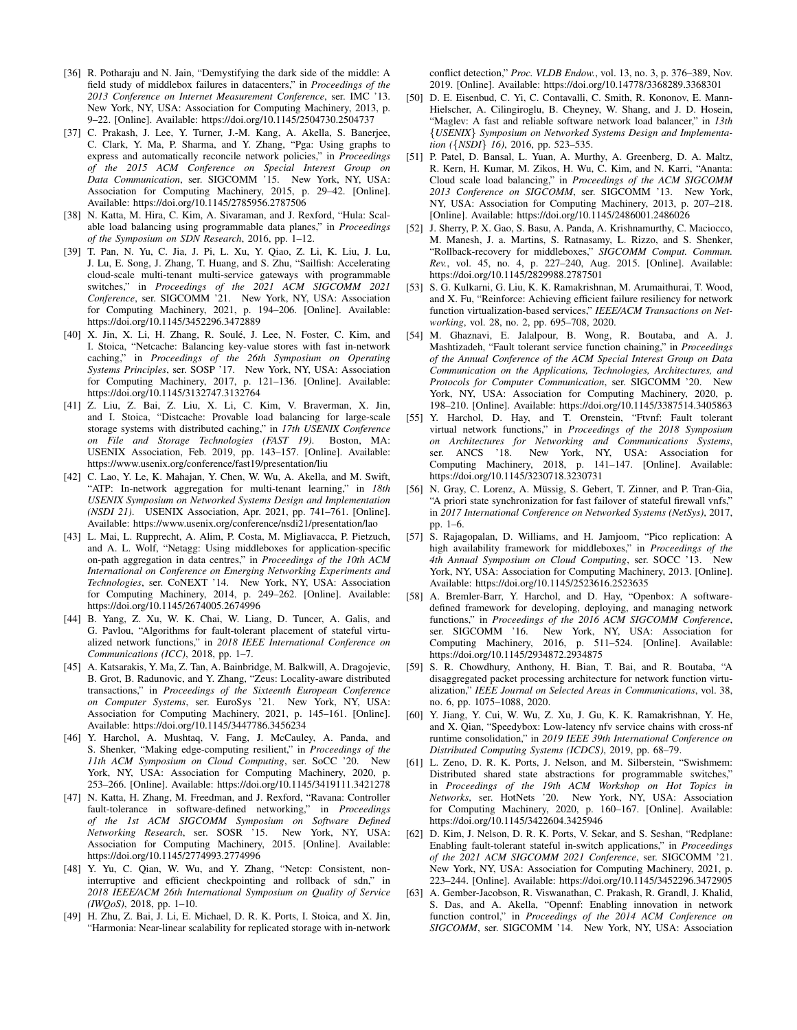[36] R. Potharaju and N. Jain, "Demystifying the dark side of the middle: A field study of middlebox failures in datacenters," in *Proceedings of the 2013 Conference on Internet Measurement Conference*, ser. IMC '13. New York, NY, USA: Association for Computing Machinery, 2013, p. 9–22. [Online]. Available: https://doi.org/10.1145/2504730.2504737

[37] C. Prakash, J. Lee, Y. Turner, J.-M. Kang, A. Akella, S. Banerjee, C. Clark, Y. Ma, P. Sharma, and Y. Zhang, "Pga: Using graphs to express and automatically reconcile network policies," in *Proceedings of the 2015 ACM Conference on Special Interest Group on Data Communication*, ser. SIGCOMM '15. New York, NY, USA: Association for Computing Machinery, 2015, p. 29–42. [Online]. Available: https://doi.org/10.1145/2785956.2787506

[38] N. Katta, M. Hira, C. Kim, A. Sivaraman, and J. Rexford, "Hula: Scalable load balancing using programmable data planes," in *Proceedings of the Symposium on SDN Research*, 2016, pp. 1–12.

[39] T. Pan, N. Yu, C. Jia, J. Pi, L. Xu, Y. Qiao, Z. Li, K. Liu, J. Lu, J. Lu, E. Song, J. Zhang, T. Huang, and S. Zhu, "Sailfish: Accelerating cloud-scale multi-tenant multi-service gateways with programmable switches," in *Proceedings of the 2021 ACM SIGCOMM 2021 Conference*, ser. SIGCOMM '21. New York, NY, USA: Association for Computing Machinery, 2021, p. 194–206. [Online]. Available: https://doi.org/10.1145/3452296.3472889

[40] X. Jin, X. Li, H. Zhang, R. Soulé, J. Lee, N. Foster, C. Kim, and I. Stoica, "Netcache: Balancing key-value stores with fast in-network caching," in *Proceedings of the 26th Symposium on Operating Systems Principles*, ser. SOSP '17. New York, NY, USA: Association for Computing Machinery, 2017, p. 121–136. [Online]. Available: https://doi.org/10.1145/3132747.3132764

[41] Z. Liu, Z. Bai, Z. Liu, X. Li, C. Kim, V. Braverman, X. Jin, and I. Stoica, "Distcache: Provable load balancing for large-scale storage systems with distributed caching," in *17th USENIX Conference on File and Storage Technologies (FAST 19)*. Boston, MA: USENIX Association, Feb. 2019, pp. 143–157. [Online]. Available: https://www.usenix.org/conference/fast19/presentation/liu

[42] C. Lao, Y. Le, K. Mahajan, Y. Chen, W. Wu, A. Akella, and M. Swift, "ATP: In-network aggregation for multi-tenant learning," in *18th USENIX Symposium on Networked Systems Design and Implementation (NSDI 21)*. USENIX Association, Apr. 2021, pp. 741–761. [Online]. Available: https://www.usenix.org/conference/nsdi21/presentation/lao

[43] L. Mai, L. Rupprecht, A. Alim, P. Costa, M. Migliavacca, P. Pietzuch, and A. L. Wolf, "Netagg: Using middleboxes for application-specific on-path aggregation in data centres," in *Proceedings of the 10th ACM International on Conference on Emerging Networking Experiments and Technologies*, ser. CoNEXT '14. New York, NY, USA: Association for Computing Machinery, 2014, p. 249–262. [Online]. Available: https://doi.org/10.1145/2674005.2674996

[44] B. Yang, Z. Xu, W. K. Chai, W. Liang, D. Tuncer, A. Galis, and G. Pavlou, "Algorithms for fault-tolerant placement of stateful virtualized network functions," in *2018 IEEE International Conference on Communications (ICC)*, 2018, pp. 1–7.

[45] A. Katsarakis, Y. Ma, Z. Tan, A. Bainbridge, M. Balkwill, A. Dragojevic, B. Grot, B. Radunovic, and Y. Zhang, "Zeus: Locality-aware distributed transactions," in *Proceedings of the Sixteenth European Conference on Computer Systems*, ser. EuroSys '21. New York, NY, USA: Association for Computing Machinery, 2021, p. 145–161. [Online]. Available: https://doi.org/10.1145/3447786.3456234

[46] Y. Harchol, A. Mushtaq, V. Fang, J. McCauley, A. Panda, and S. Shenker, "Making edge-computing resilient," in *Proceedings of the 11th ACM Symposium on Cloud Computing*, ser. SoCC '20. New York, NY, USA: Association for Computing Machinery, 2020, p. 253–266. [Online]. Available: https://doi.org/10.1145/3419111.3421278

[47] N. Katta, H. Zhang, M. Freedman, and J. Rexford, "Ravana: Controller fault-tolerance in software-defined networking," in *Proceedings of the 1st ACM SIGCOMM Symposium on Software Defined Networking Research*, ser. SOSR '15. New York, NY, USA: Association for Computing Machinery, 2015. [Online]. Available: https://doi.org/10.1145/2774993.2774996

[48] Y. Yu, C. Qian, W. Wu, and Y. Zhang, "Netcp: Consistent, non-interruptive and efficient checkpointing and rollback of sdn," in *2018 IEEE/ACM 26th International Symposium on Quality of Service (IWQoS)*, 2018, pp. 1–10.

[49] H. Zhu, Z. Bai, J. Li, E. Michael, D. R. K. Ports, I. Stoica, and X. Jin, "Harmonia: Near-linear scalability for replicated storage with in-network conflict detection," *Proc. VLDB Endow.*, vol. 13, no. 3, p. 376–389, Nov. 2019. [Online]. Available: https://doi.org/10.14778/3368289.3368301

[50] D. E. Eisenbud, C. Yi, C. Contavalli, C. Smith, R. Kononov, E. Mann-Hielscher, A. Cilingiroglu, B. Cheyney, W. Shang, and J. D. Hosein, "Maglev: A fast and reliable software network load balancer," in *13th {USENIX} Symposium on Networked Systems Design and Implementation ({NSDI} 16)*, 2016, pp. 523–535.

[51] P. Patel, D. Bansal, L. Yuan, A. Murthy, A. Greenberg, D. A. Maltz, R. Kern, H. Kumar, M. Zikos, H. Wu, C. Kim, and N. Karri, "Ananta: Cloud scale load balancing," in *Proceedings of the ACM SIGCOMM 2013 Conference on SIGCOMM*, ser. SIGCOMM '13. New York, NY, USA: Association for Computing Machinery, 2013, p. 207–218. [Online]. Available: https://doi.org/10.1145/2486001.2486026

[52] J. Sherry, P. X. Gao, S. Basu, A. Panda, A. Krishnamurthy, C. Maciocco, M. Manesh, J. a. Martins, S. Ratnasamy, L. Rizzo, and S. Shenker, "Rollback-recovery for middleboxes," *SIGCOMM Comput. Commun. Rev.*, vol. 45, no. 4, p. 227–240, Aug. 2015. [Online]. Available: https://doi.org/10.1145/2829988.2787501

[53] S. G. Kulkarni, G. Liu, K. K. Ramakrishnan, M. Arumaithurai, T. Wood, and X. Fu, "Reinforce: Achieving efficient failure resiliency for network function virtualization-based services," *IEEE/ACM Transactions on Networking*, vol. 28, no. 2, pp. 695–708, 2020.

[54] M. Ghaznavi, E. Jalalpour, B. Wong, R. Boutaba, and A. J. Mashtizadeh, "Fault tolerant service function chaining," in *Proceedings of the Annual Conference of the ACM Special Interest Group on Data Communication on the Applications, Technologies, Architectures, and Protocols for Computer Communication*, ser. SIGCOMM '20. New York, NY, USA: Association for Computing Machinery, 2020, p. 198–210. [Online]. Available: https://doi.org/10.1145/3387514.3405863

[55] Y. Harchol, D. Hay, and T. Orenstein, "Ftvnf: Fault tolerant virtual network functions," in *Proceedings of the 2018 Symposium on Architectures for Networking and Communications Systems*, ser. ANCS '18. New York, NY, USA: Association for Computing Machinery, 2018, p. 141–147. [Online]. Available: https://doi.org/10.1145/3230718.3230731

[56] N. Gray, C. Lorenz, A. Müssig, S. Gebert, T. Zinner, and P. Tran-Gia, "A priori state synchronization for fast failover of stateful firewall vnfs," in *2017 International Conference on Networked Systems (NetSys)*, 2017, pp. 1–6.

[57] S. Rajagopalan, D. Williams, and H. Jamjoom, "Pico replication: A high availability framework for middleboxes," in *Proceedings of the 4th Annual Symposium on Cloud Computing*, ser. SOCC '13. New York, NY, USA: Association for Computing Machinery, 2013. [Online]. Available: https://doi.org/10.1145/2523616.2523635

[58] A. Bremler-Barr, Y. Harchol, and D. Hay, "Openbox: A software-defined framework for developing, deploying, and managing network functions," in *Proceedings of the 2016 ACM SIGCOMM Conference*, ser. SIGCOMM '16. New York, NY, USA: Association for Computing Machinery, 2016, p. 511–524. [Online]. Available: https://doi.org/10.1145/2934872.2934875

[59] S. R. Chowdhury, Anthony, H. Bian, T. Bai, and R. Boutaba, "A disaggregated packet processing architecture for network function virtualization," *IEEE Journal on Selected Areas in Communications*, vol. 38, no. 6, pp. 1075–1088, 2020.

[60] Y. Jiang, Y. Cui, W. Wu, Z. Xu, J. Gu, K. K. Ramakrishnan, Y. He, and X. Qian, "Speedybox: Low-latency nfv service chains with cross-nf runtime consolidation," in *2019 IEEE 39th International Conference on Distributed Computing Systems (ICDCS)*, 2019, pp. 68–79.

[61] L. Zeno, D. R. K. Ports, J. Nelson, and M. Silberstein, "Swishmem: Distributed shared state abstractions for programmable switches," in *Proceedings of the 19th ACM Workshop on Hot Topics in Networks*, ser. HotNets '20. New York, NY, USA: Association for Computing Machinery, 2020, p. 160–167. [Online]. Available: https://doi.org/10.1145/3422604.3425946

[62] D. Kim, J. Nelson, D. R. K. Ports, V. Sekar, and S. Seshan, "Redplane: Enabling fault-tolerant stateful in-switch applications," in *Proceedings of the 2021 ACM SIGCOMM 2021 Conference*, ser. SIGCOMM '21. New York, NY, USA: Association for Computing Machinery, 2021, p. 223–244. [Online]. Available: https://doi.org/10.1145/3452296.3472905

[63] A. Gember-Jacobson, R. Viswanathan, C. Prakash, R. Grandl, J. Khalid, S. Das, and A. Akella, "Opennf: Enabling innovation in network function control," in *Proceedings of the 2014 ACM Conference on SIGCOMM*, ser. SIGCOMM '14. New York, NY, USA: Association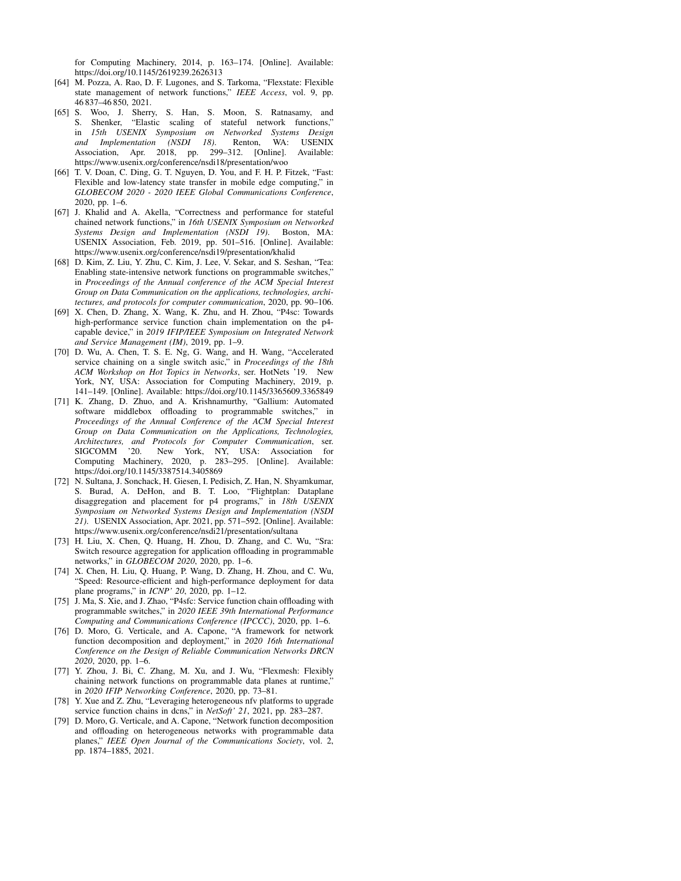for Computing Machinery, 2014, p. 163–174. [Online]. Available: https://doi.org/10.1145/2619239.2626313

[64] M. Pozza, A. Rao, D. F. Lugones, and S. Tarkoma, "Flexstate: Flexible state management of network functions," *IEEE Access*, vol. 9, pp. 46 837–46 850, 2021.

[65] S. Woo, J. Sherry, S. Han, S. Moon, S. Ratnasamy, and S. Shenker, "Elastic scaling of stateful network functions," in *15th USENIX Symposium on Networked Systems Design and Implementation (NSDI 18)*. Renton, WA: USENIX Association, Apr. 2018, pp. 299–312. [Online]. Available: https://www.usenix.org/conference/nsdi18/presentation/woo

[66] T. V. Doan, C. Ding, G. T. Nguyen, D. You, and F. H. P. Fitzek, "Fast: Flexible and low-latency state transfer in mobile edge computing," in *GLOBECOM 2020 - 2020 IEEE Global Communications Conference*, 2020, pp. 1–6.

[67] J. Khalid and A. Akella, "Correctness and performance for stateful chained network functions," in *16th USENIX Symposium on Networked Systems Design and Implementation (NSDI 19)*. Boston, MA: USENIX Association, Feb. 2019, pp. 501–516. [Online]. Available: https://www.usenix.org/conference/nsdi19/presentation/khalid

[68] D. Kim, Z. Liu, Y. Zhu, C. Kim, J. Lee, V. Sekar, and S. Seshan, "Tea: Enabling state-intensive network functions on programmable switches," in *Proceedings of the Annual conference of the ACM Special Interest Group on Data Communication on the applications, technologies, architectures, and protocols for computer communication*, 2020, pp. 90–106.

[69] X. Chen, D. Zhang, X. Wang, K. Zhu, and H. Zhou, "P4sc: Towards high-performance service function chain implementation on the p4-capable device," in *2019 IFIP/IEEE Symposium on Integrated Network and Service Management (IM)*, 2019, pp. 1–9.

[70] D. Wu, A. Chen, T. S. E. Ng, G. Wang, and H. Wang, "Accelerated service chaining on a single switch asic," in *Proceedings of the 18th ACM Workshop on Hot Topics in Networks*, ser. HotNets '19. New York, NY, USA: Association for Computing Machinery, 2019, p. 141–149. [Online]. Available: https://doi.org/10.1145/3365609.3365849

[71] K. Zhang, D. Zhuo, and A. Krishnamurthy, "Gallium: Automated software middlebox offloading to programmable switches," in *Proceedings of the Annual Conference of the ACM Special Interest Group on Data Communication on the Applications, Technologies, Architectures, and Protocols for Computer Communication*, ser. SIGCOMM '20. New York, NY, USA: Association for Computing Machinery, 2020, p. 283–295. [Online]. Available: https://doi.org/10.1145/3387514.3405869

[72] N. Sultana, J. Sonchack, H. Giesen, I. Pedisich, Z. Han, N. Shyamkumar, S. Burad, A. DeHon, and B. T. Loo, "Flightplan: Dataplane disaggregation and placement for p4 programs," in *18th USENIX Symposium on Networked Systems Design and Implementation (NSDI 21)*. USENIX Association, Apr. 2021, pp. 571–592. [Online]. Available: https://www.usenix.org/conference/nsdi21/presentation/sultana

[73] H. Liu, X. Chen, Q. Huang, H. Zhou, D. Zhang, and C. Wu, "Sra: Switch resource aggregation for application offloading in programmable networks," in *GLOBECOM 2020*, 2020, pp. 1–6.

[74] X. Chen, H. Liu, Q. Huang, P. Wang, D. Zhang, H. Zhou, and C. Wu, "Speed: Resource-efficient and high-performance deployment for data plane programs," in *ICNP' 20*, 2020, pp. 1–12.

[75] J. Ma, S. Xie, and J. Zhao, "P4sfc: Service function chain offloading with programmable switches," in *2020 IEEE 39th International Performance Computing and Communications Conference (IPCCC)*, 2020, pp. 1–6.

[76] D. Moro, G. Verticale, and A. Capone, "A framework for network function decomposition and deployment," in *2020 16th International Conference on the Design of Reliable Communication Networks DRCN 2020*, 2020, pp. 1–6.

[77] Y. Zhou, J. Bi, C. Zhang, M. Xu, and J. Wu, "Flexmesh: Flexibly chaining network functions on programmable data planes at runtime," in *2020 IFIP Networking Conference*, 2020, pp. 73–81.

[78] Y. Xue and Z. Zhu, "Leveraging heterogeneous nfv platforms to upgrade service function chains in dcns," in *NetSoft' 21*, 2021, pp. 283–287.

[79] D. Moro, G. Verticale, and A. Capone, "Network function decomposition and offloading on heterogeneous networks with programmable data planes," *IEEE Open Journal of the Communications Society*, vol. 2, pp. 1874–1885, 2021.